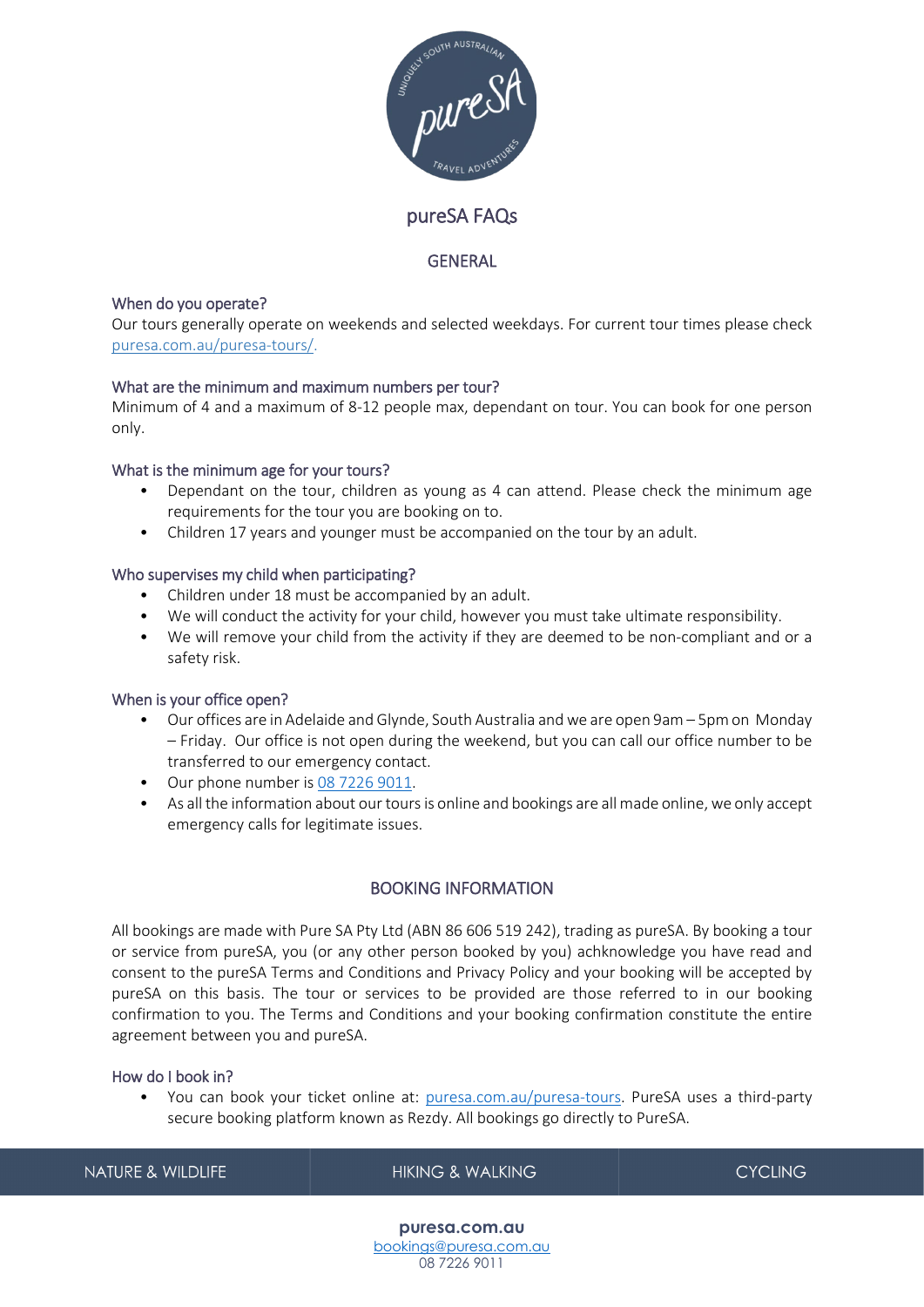# pureSA FAQs

## GENERAL

### When do you operate?

Our tours generally operate on weekends and selected weekdays. For current tour times please check [puresa.com.au/puresa-tours/](puresa.com.au/puresa-tours/).

### What are the minimum and maximum numbers per tour?

Minimum of 4 and a maximum of 8-12 people max, dependant on tour. You can book for one person only.

### What is the minimum age for your tours?

- Dependant on the tour, children as young as 4 can attend. Please check the minimum age requirements for the tour you are booking on to.
- Children 17 years and younger must be accompanied on the tour by an adult.

### Who supervises my child when participating?

- Children under 18 must be accompanied by an adult.
- We will conduct the activity for your child, however you must take ultimate responsibility.
- We will remove your child from the activity if they are deemed to be non-compliant and or a safety risk.

### When is your office open?

- Our offices are in Adelaide and Glynde, South Australia and we are open 9am – 5pm on Monday – Friday. Our office is not open during the weekend, but you can call our office number to be transferred to our emergency contact.
- Our phone number is 08 7226 9011.
- As all the information about our tours is online and bookings are all made online, we only accept emergency calls for legitimate issues.

## BOOKING INFORMATION

All bookings are made with Pure SA Pty Ltd (ABN 86 606 519 242), trading as pureSA. By booking a tour or service from pureSA, you (or any other person booked by you) achknowledge you have read and consent to the pureSA Terms and Conditions and Privacy Policy and your booking will be accepted by pureSA on this basis. The tour or services to be provided are those referred to in our booking confirmation to you. The Terms and Conditions and your booking confirmation constitute the entire agreement between you and pureSA.

### How do I book in?

- You can book your ticket online at: [puresa.com.au/puresa-tours](puresa.com.au/puresa-tours). PureSA uses a third-party secure booking platform known as Rezdy. All bookings go directly to PureSA.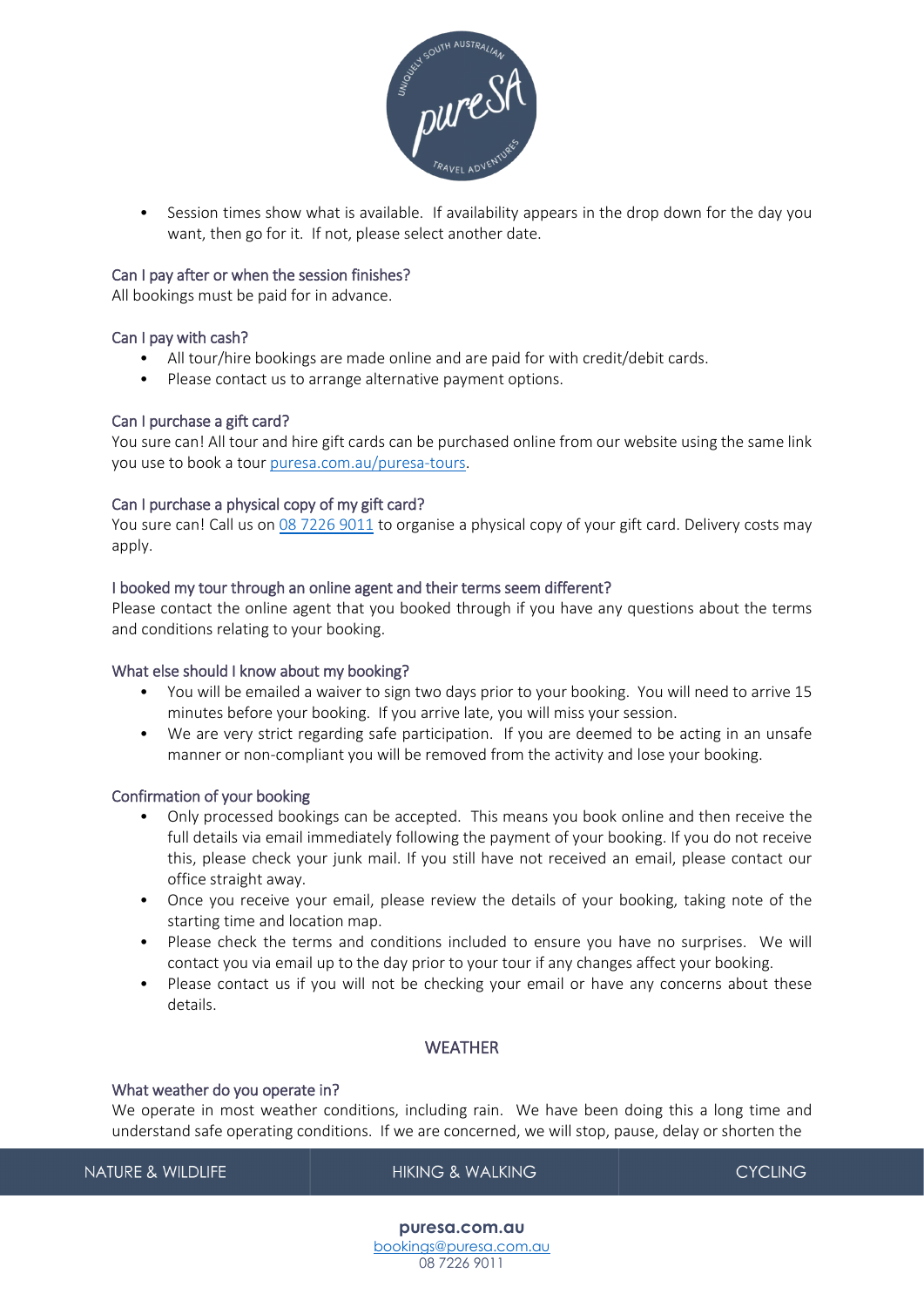- Session times show what is available. If availability appears in the drop down for the day you want, then go for it. If not, please select another date.

### Can I pay after or when the session finishes?

All bookings must be paid for in advance.

### Can I pay with cash?

- All tour/hire bookings are made online and are paid for with credit/debit cards.
- Please contact us to arrange alternative payment options.

### Can I purchase a gift card?

You sure can! All tour and hire gift cards can be purchased online from our website using the same link you use to book a tour [puresa.com.au/puresa-tours](puresa.com.au/puresa-tours).

### Can I purchase a physical copy of my gift card?

You sure can! Call us on 08 7226 9011 to organise a physical copy of your gift card. Delivery costs may apply.

### I booked my tour through an online agent and their terms seem different?

Please contact the online agent that you booked through if you have any questions about the terms and conditions relating to your booking.

### What else should I know about my booking?

- You will be emailed a waiver to sign two days prior to your booking. You will need to arrive 15 minutes before your booking. If you arrive late, you will miss your session.
- We are very strict regarding safe participation. If you are deemed to be acting in an unsafe manner or non-compliant you will be removed from the activity and lose your booking.

### Confirmation of your booking

- Only processed bookings can be accepted. This means you book online and then receive the full details via email immediately following the payment of your booking. If you do not receive this, please check your junk mail. If you still have not received an email, please contact our office straight away.
- Once you receive your email, please review the details of your booking, taking note of the starting time and location map.
- Please check the terms and conditions included to ensure you have no surprises. We will contact you via email up to the day prior to your tour if any changes affect your booking.
- Please contact us if you will not be checking your email or have any concerns about these details.

## WEATHER

### What weather do you operate in?

We operate in most weather conditions, including rain. We have been doing this a long time and understand safe operating conditions. If we are concerned, we will stop, pause, delay or shorten the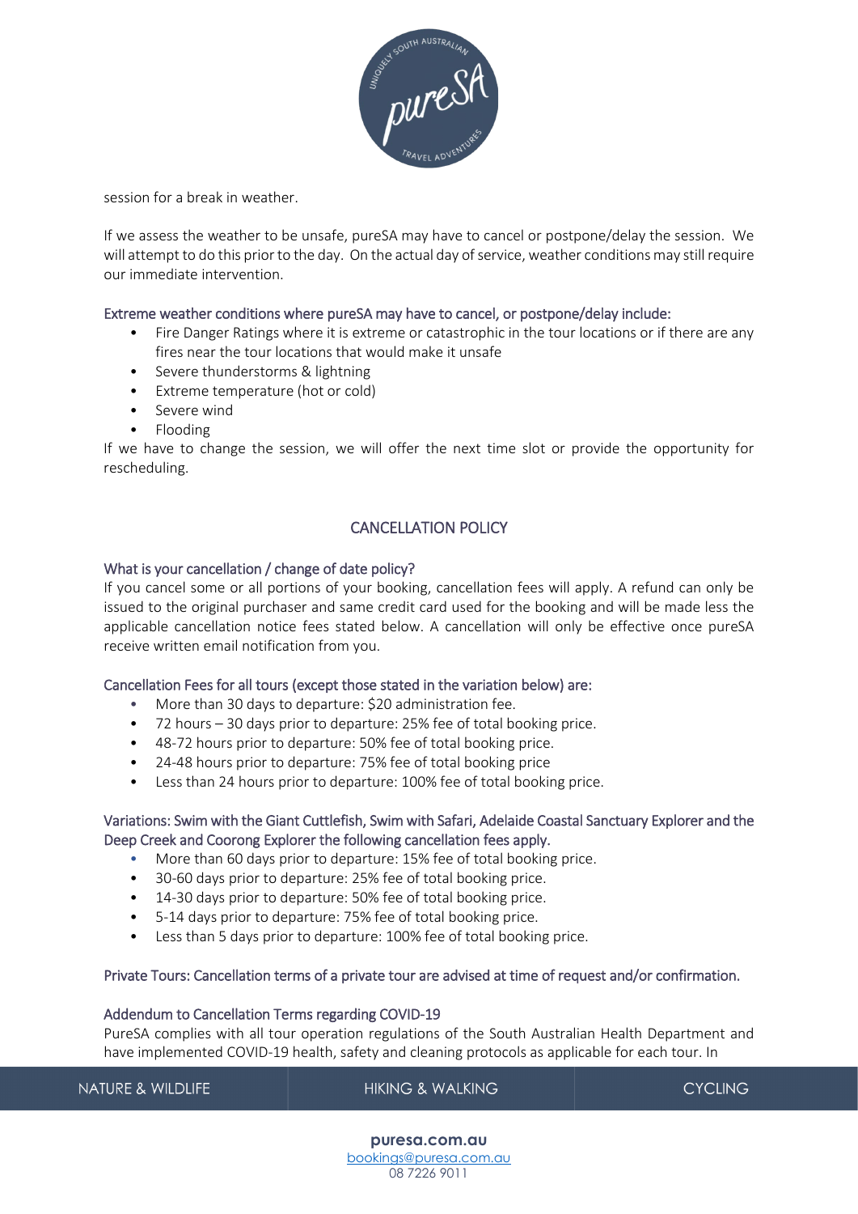session for a break in weather.

If we assess the weather to be unsafe, pureSA may have to cancel or postpone/delay the session. We will attempt to do this prior to the day. On the actual day of service, weather conditions may still require our immediate intervention.

### Extreme weather conditions where pureSA may have to cancel, or postpone/delay include:

- Fire Danger Ratings where it is extreme or catastrophic in the tour locations or if there are any fires near the tour locations that would make it unsafe
- Severe thunderstorms & lightning
- Extreme temperature (hot or cold)
- Severe wind
- Flooding

If we have to change the session, we will offer the next time slot or provide the opportunity for rescheduling.

## CANCELLATION POLICY

### What is your cancellation / change of date policy?

If you cancel some or all portions of your booking, cancellation fees will apply. A refund can only be issued to the original purchaser and same credit card used for the booking and will be made less the applicable cancellation notice fees stated below. A cancellation will only be effective once pureSA receive written email notification from you.

### Cancellation Fees for all tours (except those stated in the variation below) are:

- More than 30 days to departure: $20 administration fee.
- 72 hours – 30 days prior to departure: 25% fee of total booking price.
- 48-72 hours prior to departure: 50% fee of total booking price.
- 24-48 hours prior to departure: 75% fee of total booking price
- Less than 24 hours prior to departure: 100% fee of total booking price.

### Variations: Swim with the Giant Cuttlefish, Swim with Safari, Adelaide Coastal Sanctuary Explorer and the Deep Creek and Coorong Explorer the following cancellation fees apply.

- More than 60 days prior to departure: 15% fee of total booking price.
- 30-60 days prior to departure: 25% fee of total booking price.
- 14-30 days prior to departure: 50% fee of total booking price.
- 5-14 days prior to departure: 75% fee of total booking price.
- Less than 5 days prior to departure: 100% fee of total booking price.

### Private Tours: Cancellation terms of a private tour are advised at time of request and/or confirmation.

### Addendum to Cancellation Terms regarding COVID-19

PureSA complies with all tour operation regulations of the South Australian Health Department and have implemented COVID-19 health, safety and cleaning protocols as applicable for each tour. In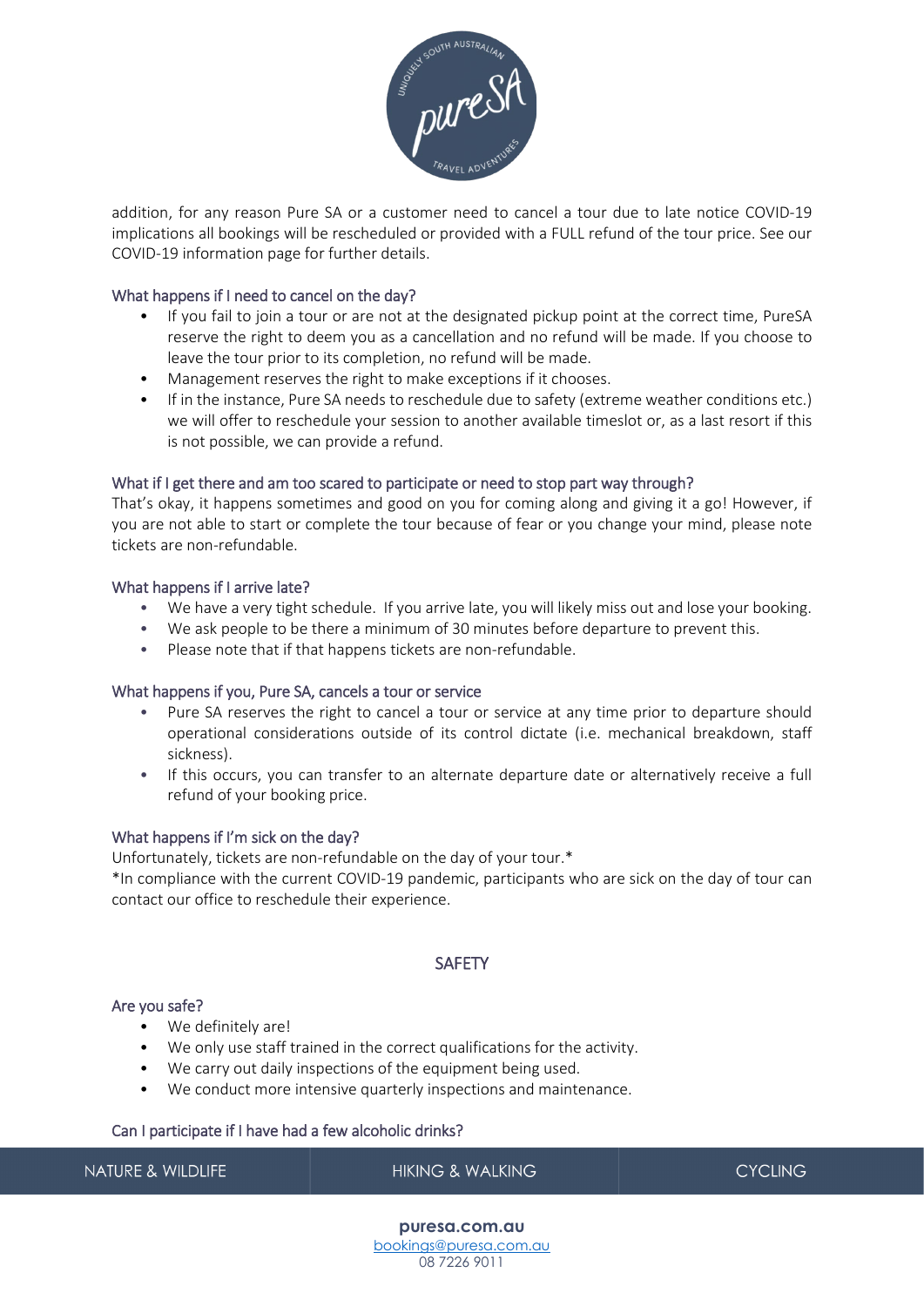addition, for any reason Pure SA or a customer need to cancel a tour due to late notice COVID-19 implications all bookings will be rescheduled or provided with a FULL refund of the tour price. See our COVID-19 information page for further details.

### What happens if I need to cancel on the day?

- If you fail to join a tour or are not at the designated pickup point at the correct time, PureSA reserve the right to deem you as a cancellation and no refund will be made. If you choose to leave the tour prior to its completion, no refund will be made.
- Management reserves the right to make exceptions if it chooses.
- If in the instance, Pure SA needs to reschedule due to safety (extreme weather conditions etc.) we will offer to reschedule your session to another available timeslot or, as a last resort if this is not possible, we can provide a refund.

### What if I get there and am too scared to participate or need to stop part way through?

That's okay, it happens sometimes and good on you for coming along and giving it a go! However, if you are not able to start or complete the tour because of fear or you change your mind, please note tickets are non-refundable.

### What happens if I arrive late?

- We have a very tight schedule. If you arrive late, you will likely miss out and lose your booking.
- We ask people to be there a minimum of 30 minutes before departure to prevent this.
- Please note that if that happens tickets are non-refundable.

### What happens if you, Pure SA, cancels a tour or service

- Pure SA reserves the right to cancel a tour or service at any time prior to departure should operational considerations outside of its control dictate (i.e. mechanical breakdown, staff sickness).
- If this occurs, you can transfer to an alternate departure date or alternatively receive a full refund of your booking price.

### What happens if I'm sick on the day?

Unfortunately, tickets are non-refundable on the day of your tour.*

*In compliance with the current COVID-19 pandemic, participants who are sick on the day of tour can contact our office to reschedule their experience.

## SAFETY

### Are you safe?

- We definitely are!
- We only use staff trained in the correct qualifications for the activity.
- We carry out daily inspections of the equipment being used.
- We conduct more intensive quarterly inspections and maintenance.

### Can I participate if I have had a few alcoholic drinks?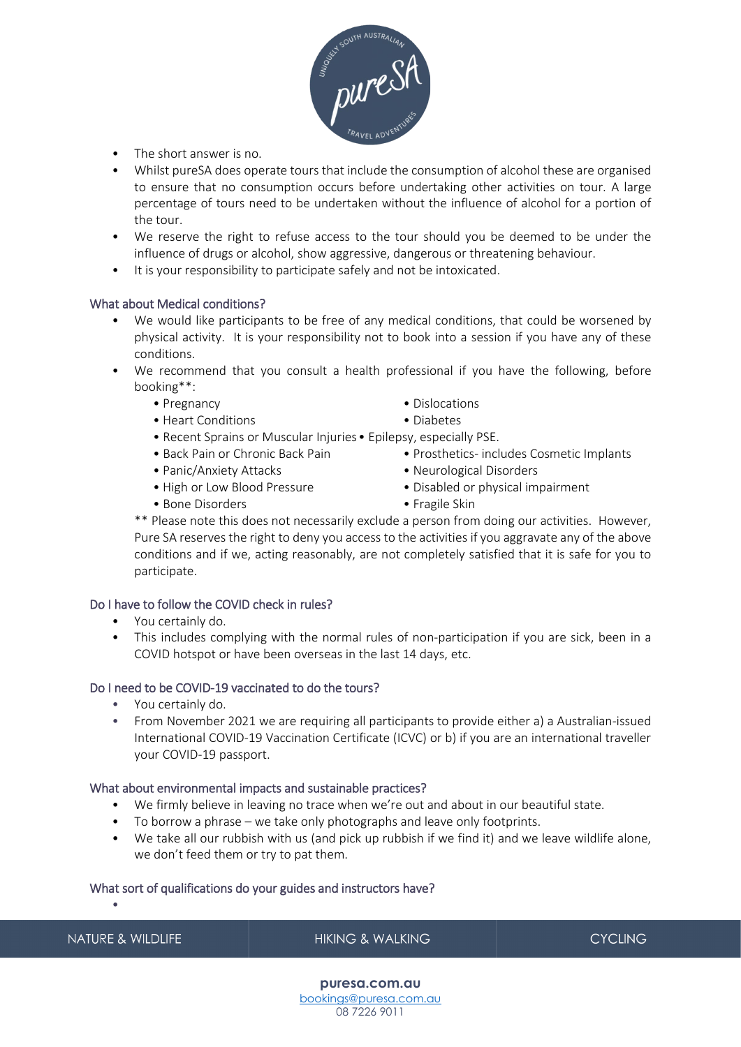- The short answer is no.
- Whilst pureSA does operate tours that include the consumption of alcohol these are organised to ensure that no consumption occurs before undertaking other activities on tour. A large percentage of tours need to be undertaken without the influence of alcohol for a portion of the tour.
- We reserve the right to refuse access to the tour should you be deemed to be under the influence of drugs or alcohol, show aggressive, dangerous or threatening behaviour.
- It is your responsibility to participate safely and not be intoxicated.

## What about Medical conditions?

- We would like participants to be free of any medical conditions, that could be worsened by physical activity. It is your responsibility not to book into a session if you have any of these conditions.
- We recommend that you consult a health professional if you have the following, before booking**:
    - Pregnancy
    - Heart Conditions
    - Recent Sprains or Muscular Injuries
    - Back Pain or Chronic Back Pain
    - Panic/Anxiety Attacks
    - High or Low Blood Pressure
    - Bone Disorders
    - Dislocations
    - Diabetes
    - Epilepsy, especially PSE.
    - Prosthetics- includes Cosmetic Implants
    - Neurological Disorders
    - Disabled or physical impairment
    - Fragile Skin

  ** Please note this does not necessarily exclude a person from doing our activities. However, Pure SA reserves the right to deny you access to the activities if you aggravate any of the above conditions and if we, acting reasonably, are not completely satisfied that it is safe for you to participate.

## Do I have to follow the COVID check in rules?

- You certainly do.
- This includes complying with the normal rules of non-participation if you are sick, been in a COVID hotspot or have been overseas in the last 14 days, etc.

## Do I need to be COVID-19 vaccinated to do the tours?

- You certainly do.
- From November 2021 we are requiring all participants to provide either a) a Australian-issued International COVID-19 Vaccination Certificate (ICVC) or b) if you are an international traveller your COVID-19 passport.

## What about environmental impacts and sustainable practices?

- We firmly believe in leaving no trace when we're out and about in our beautiful state.
- To borrow a phrase – we take only photographs and leave only footprints.
- We take all our rubbish with us (and pick up rubbish if we find it) and we leave wildlife alone, we don't feed them or try to pat them.

## What sort of qualifications do your guides and instructors have?

-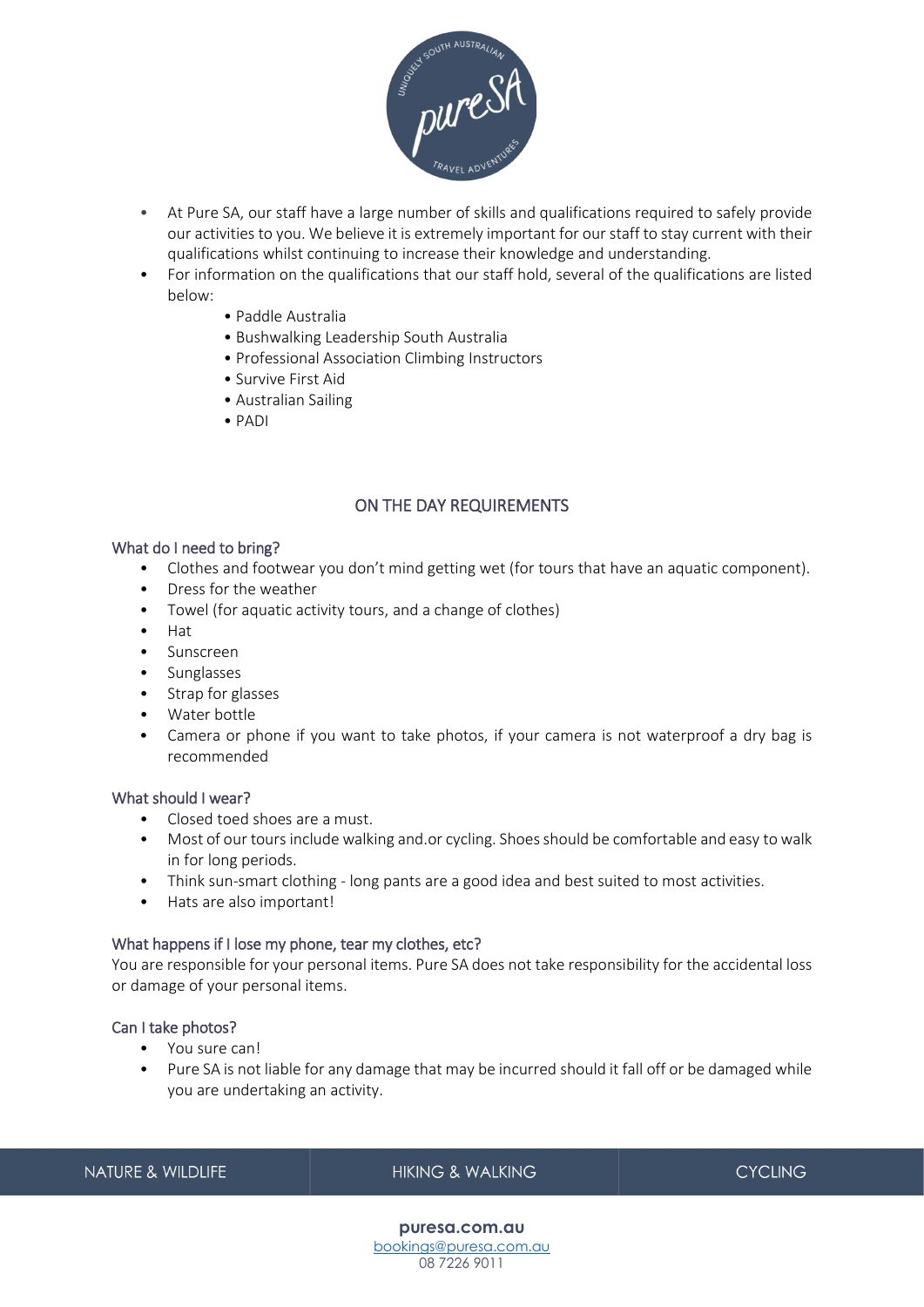- At Pure SA, our staff have a large number of skills and qualifications required to safely provide our activities to you. We believe it is extremely important for our staff to stay current with their qualifications whilst continuing to increase their knowledge and understanding.
- For information on the qualifications that our staff hold, several of the qualifications are listed below:
    - Paddle Australia
    - Bushwalking Leadership South Australia
    - Professional Association Climbing Instructors
    - Survive First Aid
    - Australian Sailing
    - PADI

## ON THE DAY REQUIREMENTS

### What do I need to bring?

- Clothes and footwear you don't mind getting wet (for tours that have an aquatic component).
- Dress for the weather
- Towel (for aquatic activity tours, and a change of clothes)
- Hat
- Sunscreen
- Sunglasses
- Strap for glasses
- Water bottle
- Camera or phone if you want to take photos, if your camera is not waterproof a dry bag is recommended

### What should I wear?

- Closed toed shoes are a must.
- Most of our tours include walking and.or cycling. Shoes should be comfortable and easy to walk in for long periods.
- Think sun-smart clothing - long pants are a good idea and best suited to most activities.
- Hats are also important!

### What happens if I lose my phone, tear my clothes, etc?

You are responsible for your personal items. Pure SA does not take responsibility for the accidental loss or damage of your personal items.

### Can I take photos?

- You sure can!
- Pure SA is not liable for any damage that may be incurred should it fall off or be damaged while you are undertaking an activity.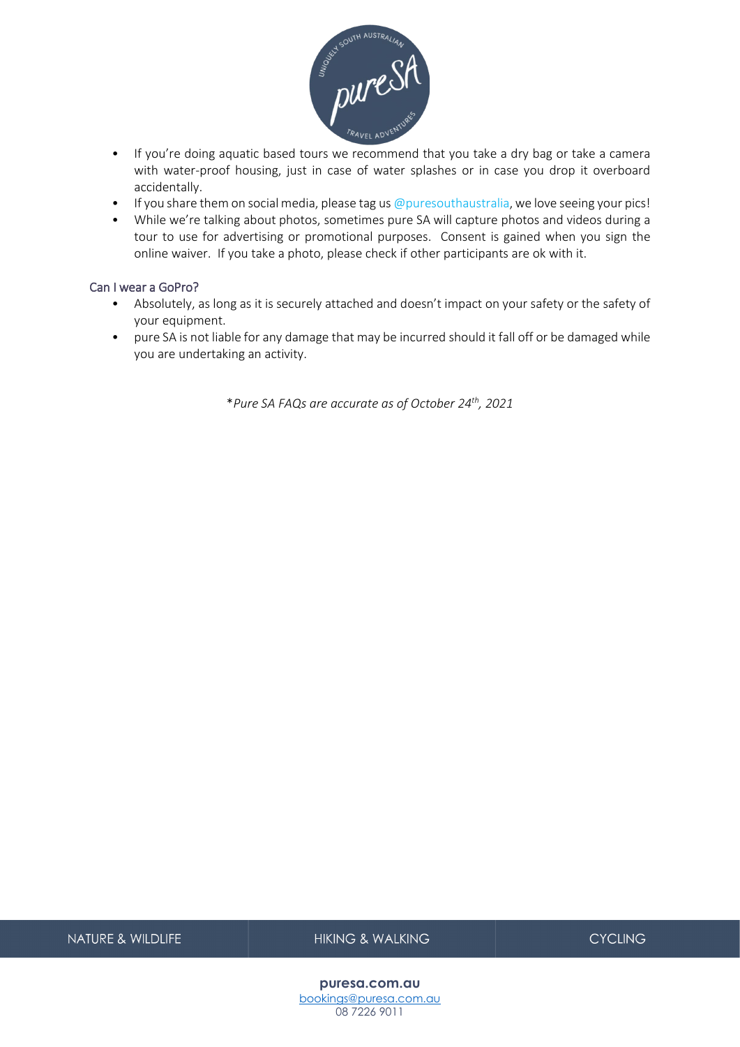- If you're doing aquatic based tours we recommend that you take a dry bag or take a camera with water-proof housing, just in case of water splashes or in case you drop it overboard accidentally.
- If you share them on social media, please tag us @puresouthaustralia, we love seeing your pics!
- While we're talking about photos, sometimes pure SA will capture photos and videos during a tour to use for advertising or promotional purposes. Consent is gained when you sign the online waiver. If you take a photo, please check if other participants are ok with it.

### Can I wear a GoPro?

- Absolutely, as long as it is securely attached and doesn't impact on your safety or the safety of your equipment.
- pure SA is not liable for any damage that may be incurred should it fall off or be damaged while you are undertaking an activity.

*\*Pure SA FAQs are accurate as of October 24th, 2021*